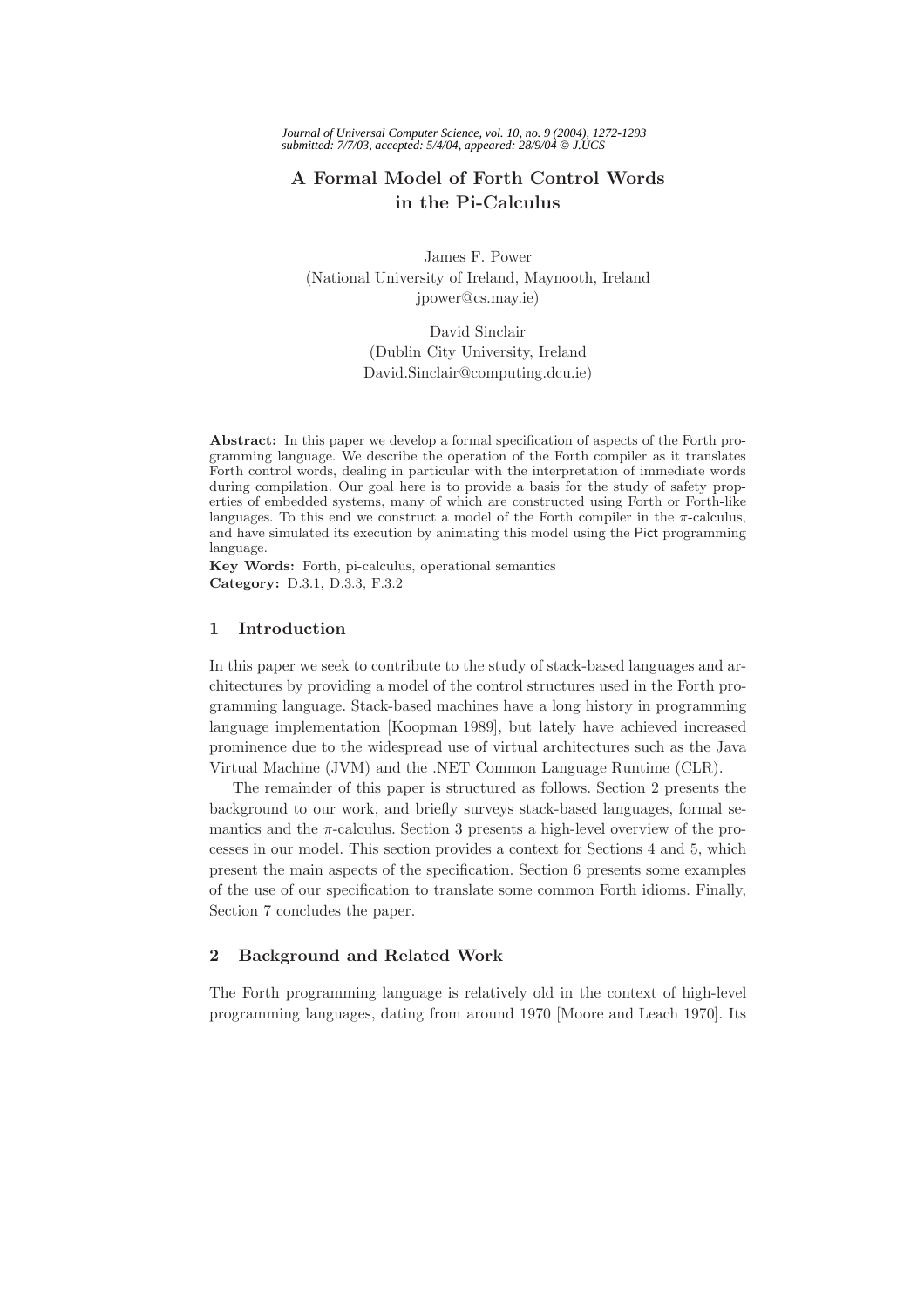# A Formal Model of Forth Control Words in the Pi-Calculus

James F. Power
(National University of Ireland, Maynooth, Ireland
jpower@cs.may.ie)

David Sinclair
(Dublin City University, Ireland
David.Sinclair@computing.dcu.ie)

**Abstract:** In this paper we develop a formal specification of aspects of the Forth programming language. We describe the operation of the Forth compiler as it translates Forth control words, dealing in particular with the interpretation of immediate words during compilation. Our goal here is to provide a basis for the study of safety properties of embedded systems, many of which are constructed using Forth or Forth-like languages. To this end we construct a model of the Forth compiler in the $\pi$-calculus, and have simulated its execution by animating this model using the Pict programming language.

**Key Words:** Forth, pi-calculus, operational semantics
**Category:** D.3.1, D.3.3, F.3.2

## 1 Introduction

In this paper we seek to contribute to the study of stack-based languages and architectures by providing a model of the control structures used in the Forth programming language. Stack-based machines have a long history in programming language implementation [Koopman 1989], but lately have achieved increased prominence due to the widespread use of virtual architectures such as the Java Virtual Machine (JVM) and the .NET Common Language Runtime (CLR).

The remainder of this paper is structured as follows. Section 2 presents the background to our work, and briefly surveys stack-based languages, formal semantics and the $\pi$-calculus. Section 3 presents a high-level overview of the processes in our model. This section provides a context for Sections 4 and 5, which present the main aspects of the specification. Section 6 presents some examples of the use of our specification to translate some common Forth idioms. Finally, Section 7 concludes the paper.

## 2 Background and Related Work

The Forth programming language is relatively old in the context of high-level programming languages, dating from around 1970 [Moore and Leach 1970]. Its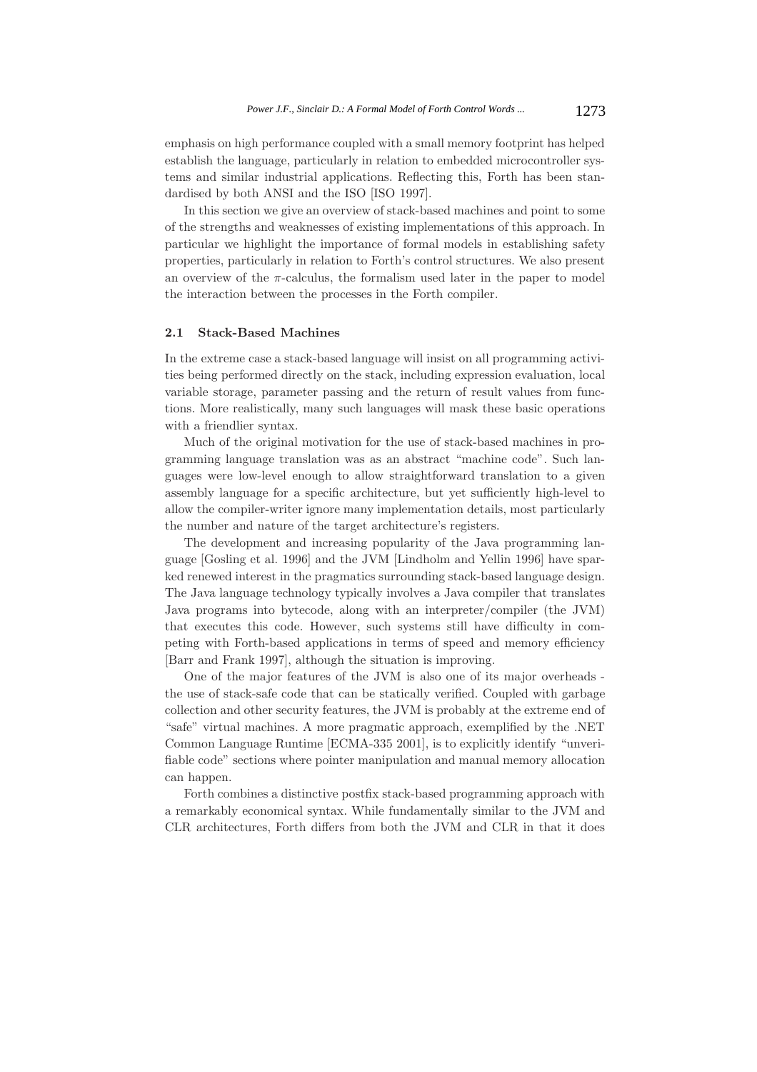emphasis on high performance coupled with a small memory footprint has helped establish the language, particularly in relation to embedded microcontroller systems and similar industrial applications. Reflecting this, Forth has been standardised by both ANSI and the ISO [ISO 1997].

In this section we give an overview of stack-based machines and point to some of the strengths and weaknesses of existing implementations of this approach. In particular we highlight the importance of formal models in establishing safety properties, particularly in relation to Forth's control structures. We also present an overview of the $\pi$-calculus, the formalism used later in the paper to model the interaction between the processes in the Forth compiler.

### 2.1 Stack-Based Machines

In the extreme case a stack-based language will insist on all programming activities being performed directly on the stack, including expression evaluation, local variable storage, parameter passing and the return of result values from functions. More realistically, many such languages will mask these basic operations with a friendlier syntax.

Much of the original motivation for the use of stack-based machines in programming language translation was as an abstract "machine code". Such languages were low-level enough to allow straightforward translation to a given assembly language for a specific architecture, but yet sufficiently high-level to allow the compiler-writer ignore many implementation details, most particularly the number and nature of the target architecture's registers.

The development and increasing popularity of the Java programming language [Gosling et al. 1996] and the JVM [Lindholm and Yellin 1996] have sparked renewed interest in the pragmatics surrounding stack-based language design. The Java language technology typically involves a Java compiler that translates Java programs into bytecode, along with an interpreter/compiler (the JVM) that executes this code. However, such systems still have difficulty in competing with Forth-based applications in terms of speed and memory efficiency [Barr and Frank 1997], although the situation is improving.

One of the major features of the JVM is also one of its major overheads - the use of stack-safe code that can be statically verified. Coupled with garbage collection and other security features, the JVM is probably at the extreme end of "safe" virtual machines. A more pragmatic approach, exemplified by the .NET Common Language Runtime [ECMA-335 2001], is to explicitly identify "unverifiable code" sections where pointer manipulation and manual memory allocation can happen.

Forth combines a distinctive postfix stack-based programming approach with a remarkably economical syntax. While fundamentally similar to the JVM and CLR architectures, Forth differs from both the JVM and CLR in that it does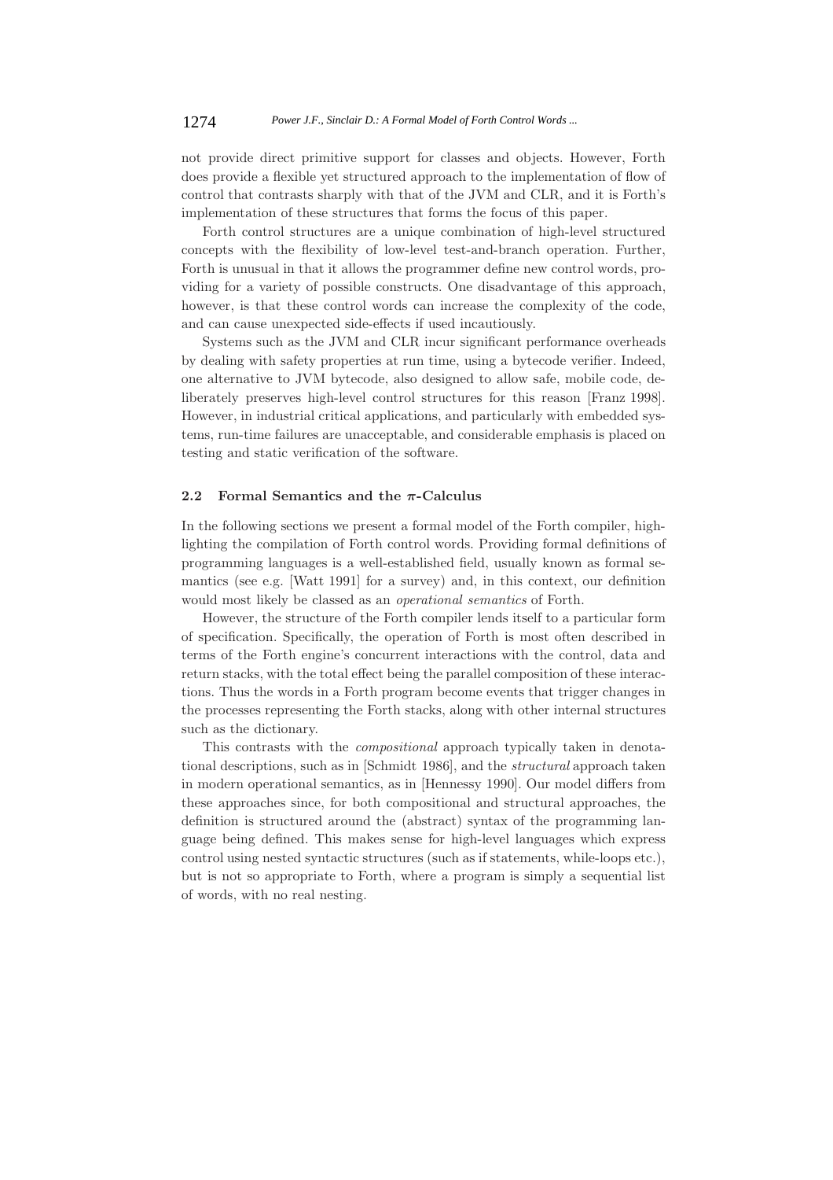not provide direct primitive support for classes and objects. However, Forth does provide a flexible yet structured approach to the implementation of flow of control that contrasts sharply with that of the JVM and CLR, and it is Forth's implementation of these structures that forms the focus of this paper.

Forth control structures are a unique combination of high-level structured concepts with the flexibility of low-level test-and-branch operation. Further, Forth is unusual in that it allows the programmer define new control words, providing for a variety of possible constructs. One disadvantage of this approach, however, is that these control words can increase the complexity of the code, and can cause unexpected side-effects if used incautiously.

Systems such as the JVM and CLR incur significant performance overheads by dealing with safety properties at run time, using a bytecode verifier. Indeed, one alternative to JVM bytecode, also designed to allow safe, mobile code, deliberately preserves high-level control structures for this reason [Franz 1998]. However, in industrial critical applications, and particularly with embedded systems, run-time failures are unacceptable, and considerable emphasis is placed on testing and static verification of the software.

### 2.2 Formal Semantics and the $\pi$-Calculus

In the following sections we present a formal model of the Forth compiler, highlighting the compilation of Forth control words. Providing formal definitions of programming languages is a well-established field, usually known as formal semantics (see e.g. [Watt 1991] for a survey) and, in this context, our definition would most likely be classed as an *operational semantics* of Forth.

However, the structure of the Forth compiler lends itself to a particular form of specification. Specifically, the operation of Forth is most often described in terms of the Forth engine's concurrent interactions with the control, data and return stacks, with the total effect being the parallel composition of these interactions. Thus the words in a Forth program become events that trigger changes in the processes representing the Forth stacks, along with other internal structures such as the dictionary.

This contrasts with the *compositional* approach typically taken in denotational descriptions, such as in [Schmidt 1986], and the *structural* approach taken in modern operational semantics, as in [Hennessy 1990]. Our model differs from these approaches since, for both compositional and structural approaches, the definition is structured around the (abstract) syntax of the programming language being defined. This makes sense for high-level languages which express control using nested syntactic structures (such as if statements, while-loops etc.), but is not so appropriate to Forth, where a program is simply a sequential list of words, with no real nesting.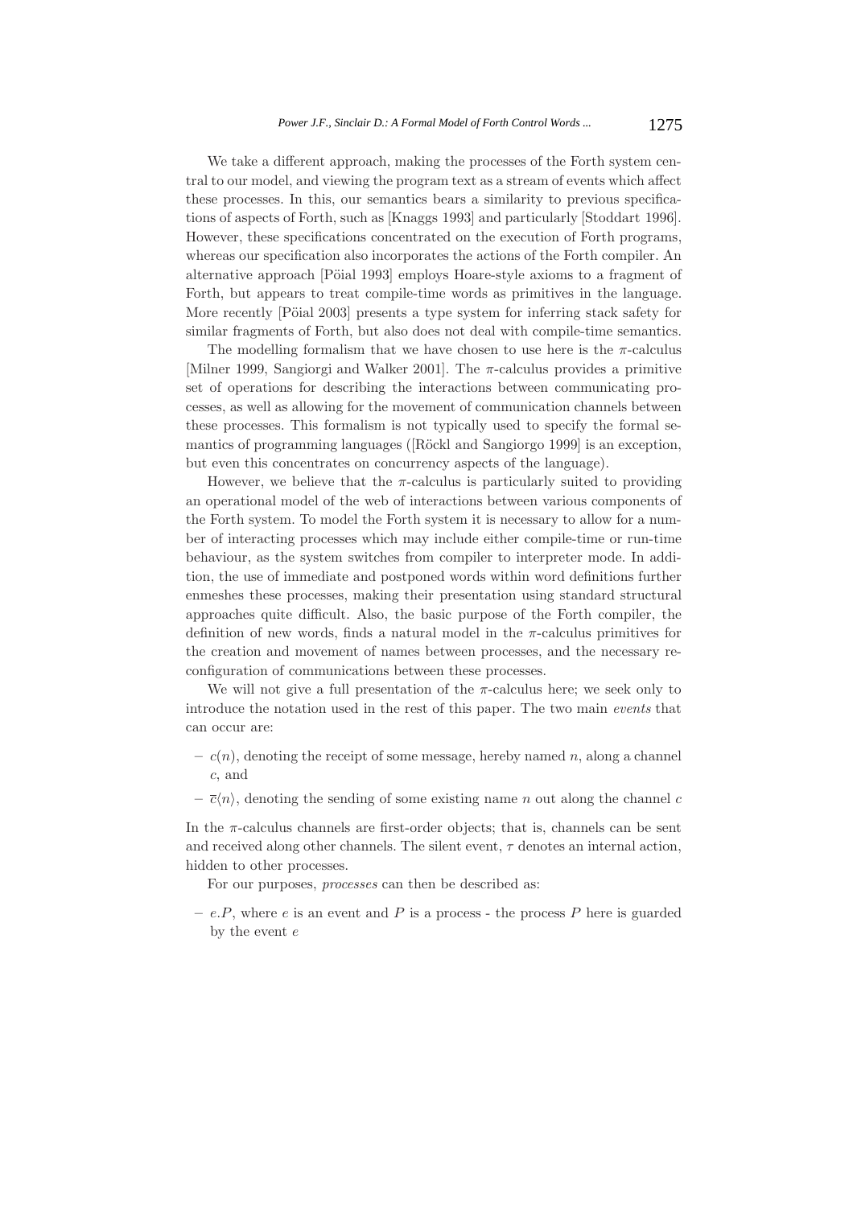We take a different approach, making the processes of the Forth system central to our model, and viewing the program text as a stream of events which affect these processes. In this, our semantics bears a similarity to previous specifications of aspects of Forth, such as [Knaggs 1993] and particularly [Stoddart 1996]. However, these specifications concentrated on the execution of Forth programs, whereas our specification also incorporates the actions of the Forth compiler. An alternative approach [Pöial 1993] employs Hoare-style axioms to a fragment of Forth, but appears to treat compile-time words as primitives in the language. More recently [Pöial 2003] presents a type system for inferring stack safety for similar fragments of Forth, but also does not deal with compile-time semantics.

The modelling formalism that we have chosen to use here is the $\pi$-calculus [Milner 1999, Sangiorgi and Walker 2001]. The $\pi$-calculus provides a primitive set of operations for describing the interactions between communicating processes, as well as allowing for the movement of communication channels between these processes. This formalism is not typically used to specify the formal semantics of programming languages ([Röckl and Sangiorgo 1999] is an exception, but even this concentrates on concurrency aspects of the language).

However, we believe that the $\pi$-calculus is particularly suited to providing an operational model of the web of interactions between various components of the Forth system. To model the Forth system it is necessary to allow for a number of interacting processes which may include either compile-time or run-time behaviour, as the system switches from compiler to interpreter mode. In addition, the use of immediate and postponed words within word definitions further enmeshes these processes, making their presentation using standard structural approaches quite difficult. Also, the basic purpose of the Forth compiler, the definition of new words, finds a natural model in the $\pi$-calculus primitives for the creation and movement of names between processes, and the necessary reconfiguration of communications between these processes.

We will not give a full presentation of the $\pi$-calculus here; we seek only to introduce the notation used in the rest of this paper. The two main *events* that can occur are:

- $c(n)$, denoting the receipt of some message, hereby named $n$, along a channel $c$, and
- $\overline{c}\langle n \rangle$, denoting the sending of some existing name $n$ out along the channel $c$

In the $\pi$-calculus channels are first-order objects; that is, channels can be sent and received along other channels. The silent event, $\tau$ denotes an internal action, hidden to other processes.

For our purposes, *processes* can then be described as:

- $e.P$, where $e$ is an event and $P$ is a process - the process $P$ here is guarded by the event $e$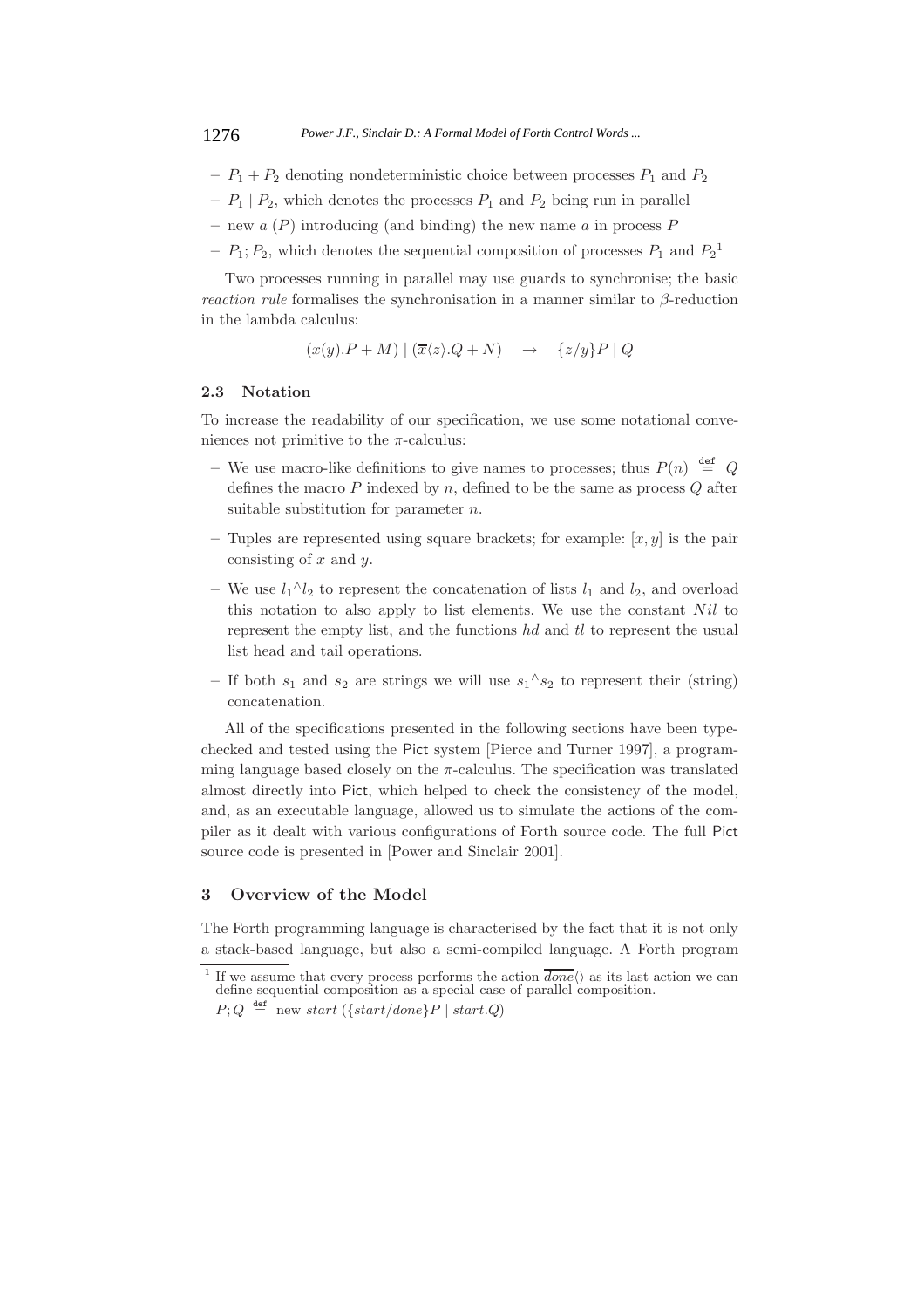- $P_1 + P_2$ denoting nondeterministic choice between processes $P_1$ and $P_2$
- $P_1 \mid P_2$, which denotes the processes $P_1$ and $P_2$ being run in parallel
- new $a$ $(P)$ introducing (and binding) the new name $a$ in process $P$
- $P_1; P_2$, which denotes the sequential composition of processes $P_1$ and $P_2$[1]

Two processes running in parallel may use guards to synchronise; the basic *reaction rule* formalises the synchronisation in a manner similar to $\beta$-reduction in the lambda calculus:

$$(x(y).P + M) \mid (\overline{x}\langle z \rangle.Q + N) \quad \rightarrow \quad \{z/y\}P \mid Q$$

### 2.3 Notation

To increase the readability of our specification, we use some notational conveniences not primitive to the $\pi$-calculus:

- We use macro-like definitions to give names to processes; thus $P(n) \stackrel{\text{def}}{=} Q$ defines the macro $P$ indexed by $n$, defined to be the same as process $Q$ after suitable substitution for parameter $n$.
- Tuples are represented using square brackets; for example: $[x, y]$ is the pair consisting of $x$ and $y$.
- We use $l_1{}^\wedge l_2$ to represent the concatenation of lists $l_1$ and $l_2$, and overload this notation to also apply to list elements. We use the constant $Nil$ to represent the empty list, and the functions $hd$ and $tl$ to represent the usual list head and tail operations.
- If both $s_1$ and $s_2$ are strings we will use $s_1{}^\wedge s_2$ to represent their (string) concatenation.

All of the specifications presented in the following sections have been type-checked and tested using the Pict system [Pierce and Turner 1997], a programming language based closely on the $\pi$-calculus. The specification was translated almost directly into Pict, which helped to check the consistency of the model, and, as an executable language, allowed us to simulate the actions of the compiler as it dealt with various configurations of Forth source code. The full Pict source code is presented in [Power and Sinclair 2001].

## 3 Overview of the Model

The Forth programming language is characterised by the fact that it is not only a stack-based language, but also a semi-compiled language. A Forth program

[1] If we assume that every process performs the action $\overline{done}\langle\rangle$ as its last action we can define sequential composition as a special case of parallel composition.

$P; Q \stackrel{\text{def}}{=}$ new $start$ $(\{start/done\}P \mid start.Q)$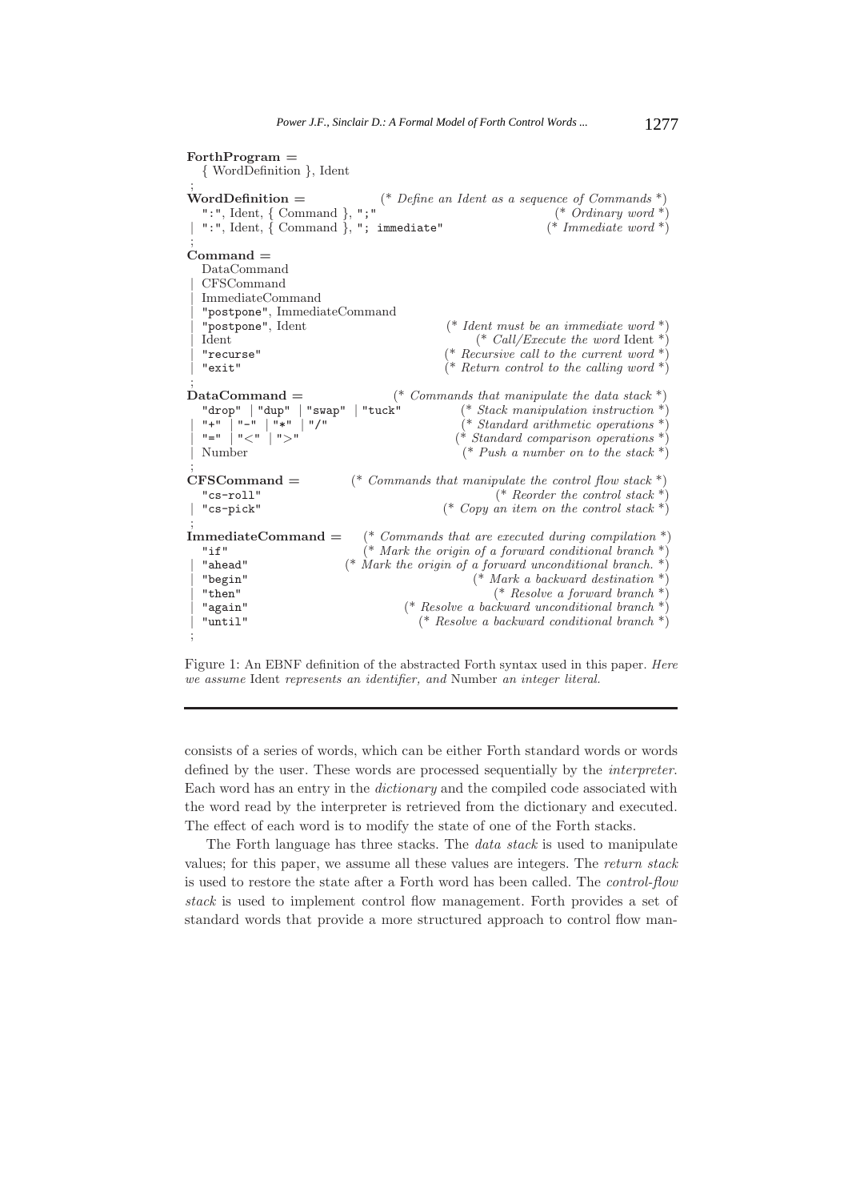```
ForthProgram =
  { WordDefinition }, Ident
;
WordDefinition =               (* Define an Ident as a sequence of Commands *)
  ":", Ident, { Command }, ";"                          (* Ordinary word *)
| ":", Ident, { Command }, "; immediate"               (* Immediate word *)
;
Command =
  DataCommand
| CFSCommand
| ImmediateCommand
| "postpone", ImmediateCommand
| "postpone", Ident                      (* Ident must be an immediate word *)
| Ident                                     (* Call/Execute the word Ident *)
| "recurse"                            (* Recursive call to the current word *)
| "exit"                               (* Return control to the calling word *)
;
DataCommand =                   (* Commands that manipulate the data stack *)
  "drop" | "dup" | "swap" | "tuck"          (* Stack manipulation instruction *)
| "+" | "-" | "*" | "/"                    (* Standard arithmetic operations *)
| "=" | "<" | ">"                          (* Standard comparison operations *)
| Number                                   (* Push a number on to the stack *)
;
CFSCommand =             (* Commands that manipulate the control flow stack *)
  "cs-roll"                                        (* Reorder the control stack *)
| "cs-pick"                               (* Copy an item on the control stack *)
;
ImmediateCommand =        (* Commands that are executed during compilation *)
  "if"                        (* Mark the origin of a forward conditional branch *)
| "ahead"                 (* Mark the origin of a forward unconditional branch. *)
| "begin"                                         (* Mark a backward destination *)
| "then"                                            (* Resolve a forward branch *)
| "again"                          (* Resolve a backward unconditional branch *)
| "until"                            (* Resolve a backward conditional branch *)
;
```

Figure 1: An EBNF definition of the abstracted Forth syntax used in this paper. *Here we assume* Ident *represents an identifier, and* Number *an integer literal.*

---

consists of a series of words, which can be either Forth standard words or words defined by the user. These words are processed sequentially by the *interpreter*. Each word has an entry in the *dictionary* and the compiled code associated with the word read by the interpreter is retrieved from the dictionary and executed. The effect of each word is to modify the state of one of the Forth stacks.

The Forth language has three stacks. The *data stack* is used to manipulate values; for this paper, we assume all these values are integers. The *return stack* is used to restore the state after a Forth word has been called. The *control-flow stack* is used to implement control flow management. Forth provides a set of standard words that provide a more structured approach to control flow man-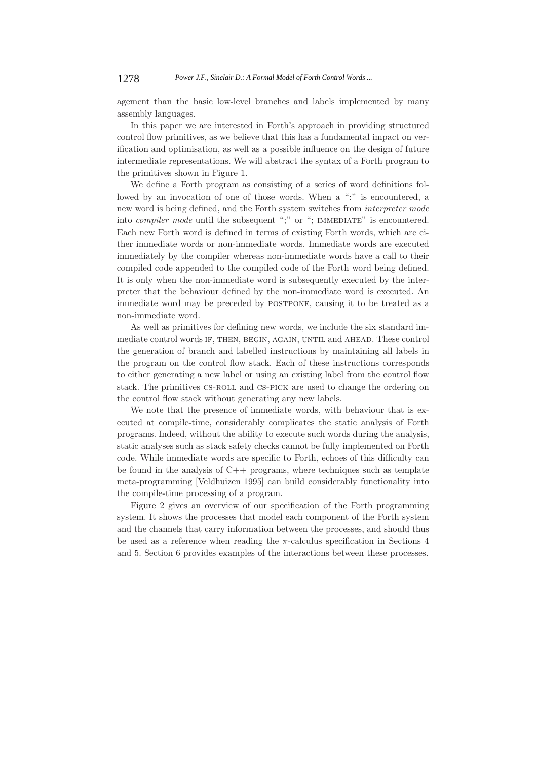agement than the basic low-level branches and labels implemented by many assembly languages.

In this paper we are interested in Forth's approach in providing structured control flow primitives, as we believe that this has a fundamental impact on verification and optimisation, as well as a possible influence on the design of future intermediate representations. We will abstract the syntax of a Forth program to the primitives shown in Figure 1.

We define a Forth program as consisting of a series of word definitions followed by an invocation of one of those words. When a ":" is encountered, a new word is being defined, and the Forth system switches from *interpreter mode* into *compiler mode* until the subsequent ";" or "; IMMEDIATE" is encountered. Each new Forth word is defined in terms of existing Forth words, which are either immediate words or non-immediate words. Immediate words are executed immediately by the compiler whereas non-immediate words have a call to their compiled code appended to the compiled code of the Forth word being defined. It is only when the non-immediate word is subsequently executed by the interpreter that the behaviour defined by the non-immediate word is executed. An immediate word may be preceded by POSTPONE, causing it to be treated as a non-immediate word.

As well as primitives for defining new words, we include the six standard immediate control words IF, THEN, BEGIN, AGAIN, UNTIL and AHEAD. These control the generation of branch and labelled instructions by maintaining all labels in the program on the control flow stack. Each of these instructions corresponds to either generating a new label or using an existing label from the control flow stack. The primitives CS-ROLL and CS-PICK are used to change the ordering on the control flow stack without generating any new labels.

We note that the presence of immediate words, with behaviour that is executed at compile-time, considerably complicates the static analysis of Forth programs. Indeed, without the ability to execute such words during the analysis, static analyses such as stack safety checks cannot be fully implemented on Forth code. While immediate words are specific to Forth, echoes of this difficulty can be found in the analysis of C++ programs, where techniques such as template meta-programming [Veldhuizen 1995] can build considerably functionality into the compile-time processing of a program.

Figure 2 gives an overview of our specification of the Forth programming system. It shows the processes that model each component of the Forth system and the channels that carry information between the processes, and should thus be used as a reference when reading the $\pi$-calculus specification in Sections 4 and 5. Section 6 provides examples of the interactions between these processes.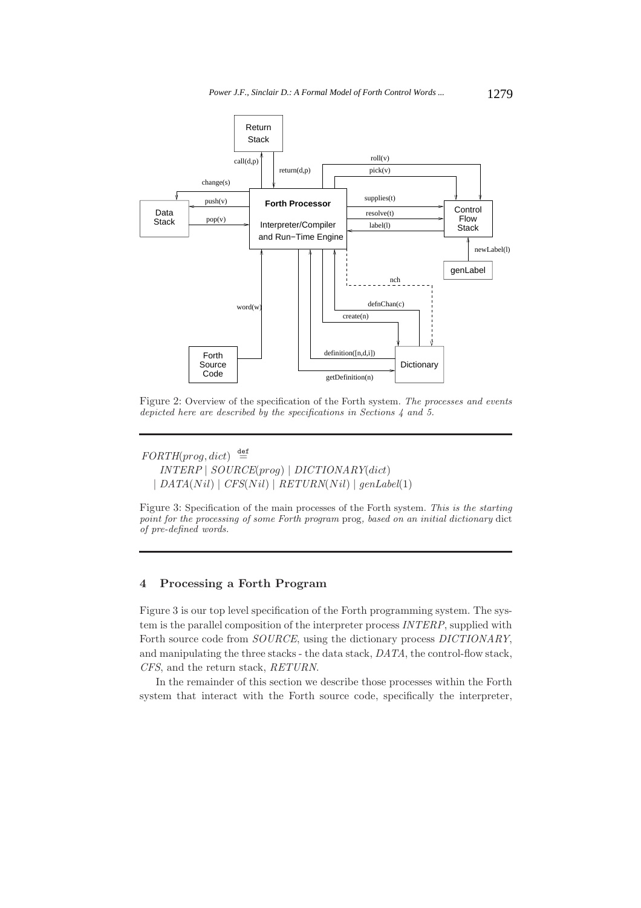Figure 2: Overview of the specification of the Forth system. *The processes and events depicted here are described by the specifications in Sections 4 and 5.*

---

$$FORTH(prog, dict) \stackrel{\text{def}}{=}$$
$$\quad INTERP \mid SOURCE(prog) \mid DICTIONARY(dict)$$
$$\quad \mid DATA(Nil) \mid CFS(Nil) \mid RETURN(Nil) \mid genLabel(1)$$

Figure 3: Specification of the main processes of the Forth system. *This is the starting point for the processing of some Forth program* prog*, based on an initial dictionary* dict *of pre-defined words.*

---

## 4 Processing a Forth Program

Figure 3 is our top level specification of the Forth programming system. The system is the parallel composition of the interpreter process *INTERP*, supplied with Forth source code from *SOURCE*, using the dictionary process *DICTIONARY*, and manipulating the three stacks - the data stack, *DATA*, the control-flow stack, *CFS*, and the return stack, *RETURN*.

In the remainder of this section we describe those processes within the Forth system that interact with the Forth source code, specifically the interpreter,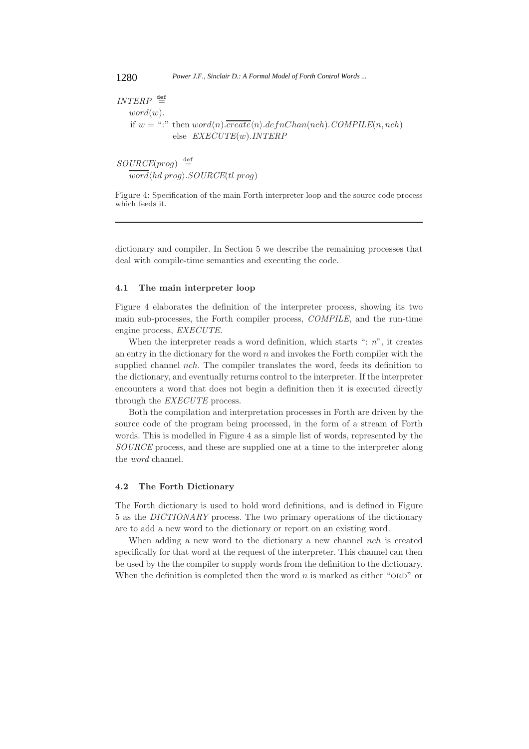$$INTERP \stackrel{\text{def}}{=}$$
$$word(w).$$
$$\text{if } w = \text{“:” then } word(n).\overline{create}\langle n\rangle.defnChan(nch).COMPILE(n, nch)$$
$$\text{else } EXECUTE(w).INTERP$$

$$SOURCE(prog) \stackrel{\text{def}}{=}$$
$$\overline{word}\langle hd\ prog\rangle.SOURCE(tl\ prog)$$

Figure 4: Specification of the main Forth interpreter loop and the source code process which feeds it.

dictionary and compiler. In Section 5 we describe the remaining processes that deal with compile-time semantics and executing the code.

### 4.1 The main interpreter loop

Figure 4 elaborates the definition of the interpreter process, showing its two main sub-processes, the Forth compiler process, *COMPILE*, and the run-time engine process, *EXECUTE*.

When the interpreter reads a word definition, which starts ": $n$", it creates an entry in the dictionary for the word $n$ and invokes the Forth compiler with the supplied channel *nch*. The compiler translates the word, feeds its definition to the dictionary, and eventually returns control to the interpreter. If the interpreter encounters a word that does not begin a definition then it is executed directly through the *EXECUTE* process.

Both the compilation and interpretation processes in Forth are driven by the source code of the program being processed, in the form of a stream of Forth words. This is modelled in Figure 4 as a simple list of words, represented by the *SOURCE* process, and these are supplied one at a time to the interpreter along the *word* channel.

### 4.2 The Forth Dictionary

The Forth dictionary is used to hold word definitions, and is defined in Figure 5 as the *DICTIONARY* process. The two primary operations of the dictionary are to add a new word to the dictionary or report on an existing word.

When adding a new word to the dictionary a new channel *nch* is created specifically for that word at the request of the interpreter. This channel can then be used by the the compiler to supply words from the definition to the dictionary. When the definition is completed then the word $n$ is marked as either "ORD" or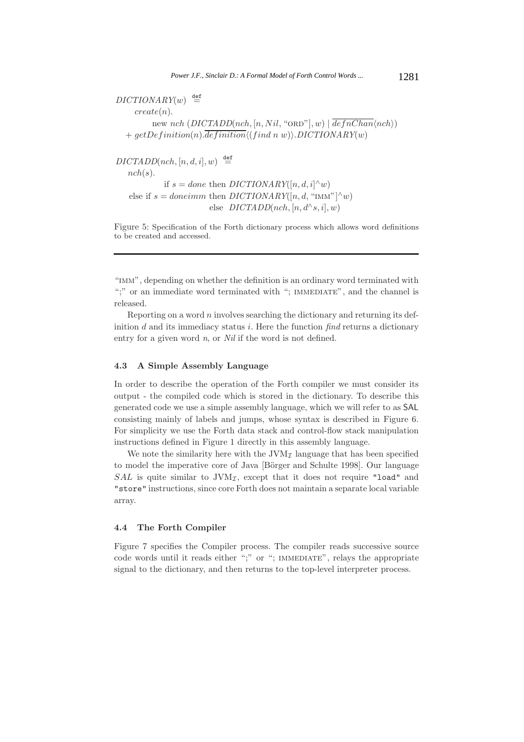$$
\begin{aligned}
&DICTIONARY(w) \stackrel{\text{def}}{=} \\
&\quad create(n). \\
&\qquad \text{new } nch\ (DICTADD(nch, [n, Nil, \text{"ORD"}], w) \mid \overline{defnChan}\langle nch \rangle) \\
&\quad + getDefinition(n).\overline{definition}\langle (find\ n\ w) \rangle.DICTIONARY(w)
\end{aligned}
$$

$$
\begin{aligned}
&DICTADD(nch, [n, d, i], w) \stackrel{\text{def}}{=} \\
&\quad nch(s). \\
&\qquad \text{if } s = done \text{ then } DICTIONARY([n, d, i]^\wedge w) \\
&\quad \text{else if } s = doneimm \text{ then } DICTIONARY([n, d, \text{"IMM"}]^\wedge w) \\
&\qquad \text{else } DICTADD(nch, [n, d^\wedge s, i], w)
\end{aligned}
$$

Figure 5: Specification of the Forth dictionary process which allows word definitions to be created and accessed.

"IMM", depending on whether the definition is an ordinary word terminated with ";" or an immediate word terminated with "; IMMEDIATE", and the channel is released.

Reporting on a word $n$ involves searching the dictionary and returning its definition $d$ and its immediacy status $i$. Here the function *find* returns a dictionary entry for a given word $n$, or *Nil* if the word is not defined.

### 4.3 A Simple Assembly Language

In order to describe the operation of the Forth compiler we must consider its output - the compiled code which is stored in the dictionary. To describe this generated code we use a simple assembly language, which we will refer to as SAL consisting mainly of labels and jumps, whose syntax is described in Figure 6. For simplicity we use the Forth data stack and control-flow stack manipulation instructions defined in Figure 1 directly in this assembly language.

We note the similarity here with the $\text{JVM}_{\mathcal{I}}$ language that has been specified to model the imperative core of Java [Börger and Schulte 1998]. Our language *SAL* is quite similar to $\text{JVM}_{\mathcal{I}}$, except that it does not require `"load"` and `"store"` instructions, since core Forth does not maintain a separate local variable array.

### 4.4 The Forth Compiler

Figure 7 specifies the Compiler process. The compiler reads successive source code words until it reads either ";" or "; IMMEDIATE", relays the appropriate signal to the dictionary, and then returns to the top-level interpreter process.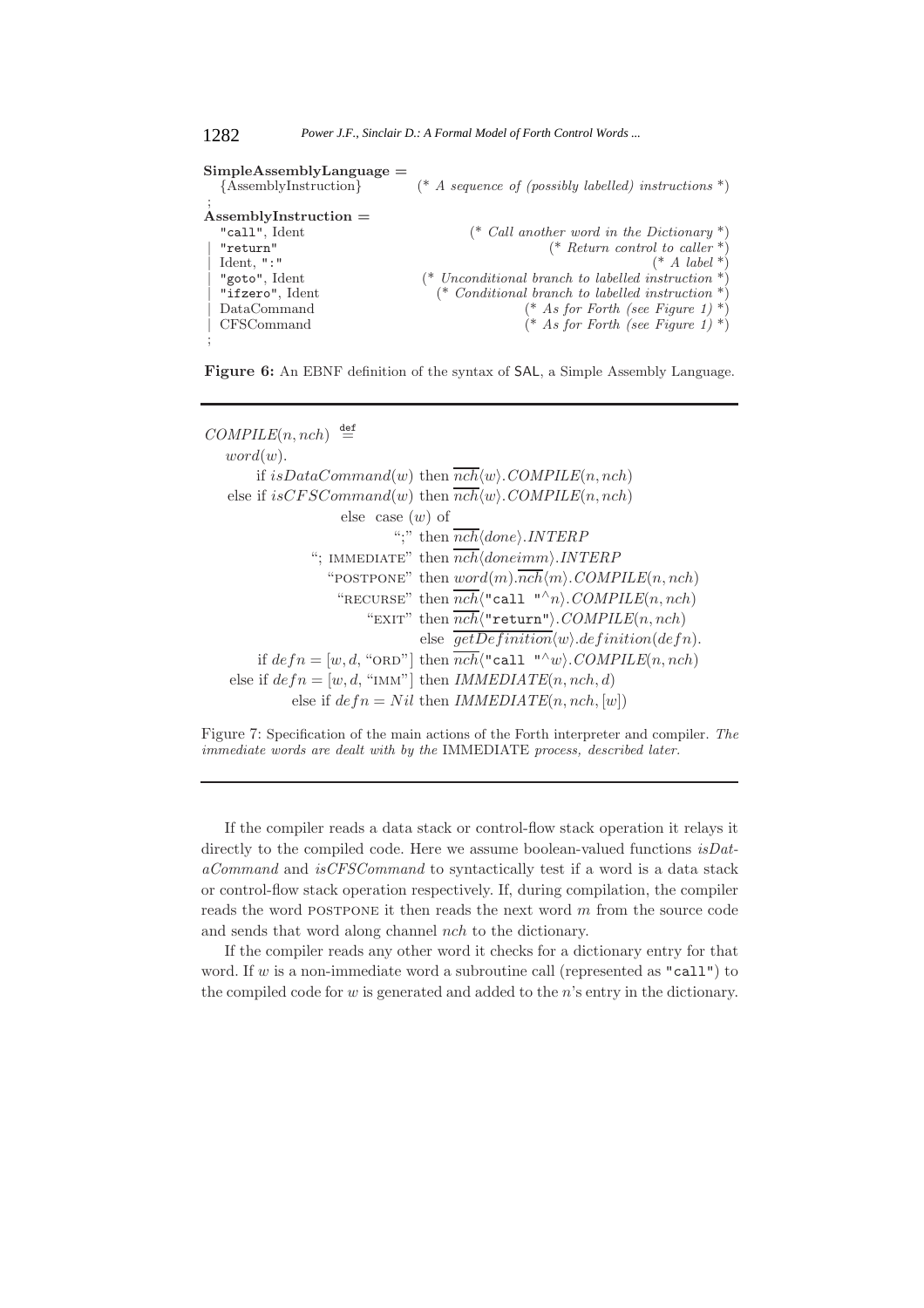```
SimpleAssemblyLanguage =
   {AssemblyInstruction}          (* A sequence of (possibly labelled) instructions *)
;
AssemblyInstruction =
   "call", Ident                            (* Call another word in the Dictionary *)
 | "return"                                             (* Return control to caller *)
 | Ident, ":"                                                          (* A label *)
 | "goto", Ident                 (* Unconditional branch to labelled instruction *)
 | "ifzero", Ident                 (* Conditional branch to labelled instruction *)
 | DataCommand                                       (* As for Forth (see Figure 1) *)
 | CFSCommand                                        (* As for Forth (see Figure 1) *)
;
```

**Figure 6:** An EBNF definition of the syntax of SAL, a Simple Assembly Language.

$$
\begin{array}{l}
COMPILE(n, nch) \stackrel{\text{def}}{=} \\
\quad word(w). \\
\qquad \text{if } isDataCommand(w) \text{ then } \overline{nch}\langle w\rangle.COMPILE(n, nch) \\
\qquad \text{else if } isCFSCommand(w) \text{ then } \overline{nch}\langle w\rangle.COMPILE(n, nch) \\
\qquad\qquad \text{else case } (w) \text{ of} \\
\qquad\qquad\qquad \text{";" then } \overline{nch}\langle done\rangle.INTERP \\
\qquad\qquad\qquad \text{"; IMMEDIATE" then } \overline{nch}\langle doneimm\rangle.INTERP \\
\qquad\qquad\qquad \text{"POSTPONE" then } word(m).\overline{nch}\langle m\rangle.COMPILE(n, nch) \\
\qquad\qquad\qquad \text{"RECURSE" then } \overline{nch}\langle \texttt{"call "}{}^\wedge n\rangle.COMPILE(n, nch) \\
\qquad\qquad\qquad \text{"EXIT" then } \overline{nch}\langle \texttt{"return"}\rangle.COMPILE(n, nch) \\
\qquad\qquad\qquad \text{else } \overline{getDefinition}\langle w\rangle.definition(defn). \\
\qquad \text{if } defn = [w, d, \text{"ORD"}] \text{ then } \overline{nch}\langle \texttt{"call "}{}^\wedge w\rangle.COMPILE(n, nch) \\
\qquad \text{else if } defn = [w, d, \text{"IMM"}] \text{ then } IMMEDIATE(n, nch, d) \\
\qquad\qquad \text{else if } defn = Nil \text{ then } IMMEDIATE(n, nch, [w])
\end{array}
$$

Figure 7: Specification of the main actions of the Forth interpreter and compiler. *The immediate words are dealt with by the* IMMEDIATE *process, described later.*

If the compiler reads a data stack or control-flow stack operation it relays it directly to the compiled code. Here we assume boolean-valued functions *isDataCommand* and *isCFSCommand* to syntactically test if a word is a data stack or control-flow stack operation respectively. If, during compilation, the compiler reads the word POSTPONE it then reads the next word $m$ from the source code and sends that word along channel $nch$ to the dictionary.

If the compiler reads any other word it checks for a dictionary entry for that word. If $w$ is a non-immediate word a subroutine call (represented as "call") to the compiled code for $w$ is generated and added to the $n$'s entry in the dictionary.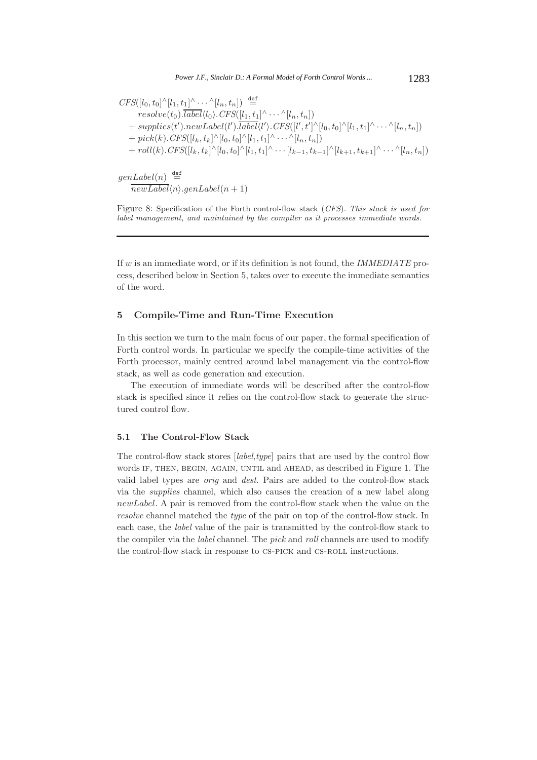$$
\begin{aligned}
& CFS([l_0, t_0]^\wedge[l_1, t_1]^\wedge \cdots {}^\wedge[l_n, t_n]) \stackrel{\texttt{def}}{=} \\
& \quad resolve(t_0).\overline{label}\langle l_0 \rangle.CFS([l_1, t_1]^\wedge \cdots {}^\wedge[l_n, t_n]) \\
& \quad + supplies(t').newLabel(l').\overline{label}\langle l' \rangle.CFS([l', t']^\wedge[l_0, t_0]^\wedge[l_1, t_1]^\wedge \cdots {}^\wedge[l_n, t_n]) \\
& \quad + pick(k).CFS([l_k, t_k]^\wedge[l_0, t_0]^\wedge[l_1, t_1]^\wedge \cdots {}^\wedge[l_n, t_n]) \\
& \quad + roll(k).CFS([l_k, t_k]^\wedge[l_0, t_0]^\wedge[l_1, t_1]^\wedge \cdots [l_{k-1}, t_{k-1}]^\wedge[l_{k+1}, t_{k+1}]^\wedge \cdots {}^\wedge[l_n, t_n])
\end{aligned}
$$

$$
\begin{aligned}
& genLabel(n) \stackrel{\texttt{def}}{=} \\
& \quad \overline{newLabel}\langle n \rangle.genLabel(n+1)
\end{aligned}
$$

Figure 8: Specification of the Forth control-flow stack (*CFS*). *This stack is used for label management, and maintained by the compiler as it processes immediate words.*

If $w$ is an immediate word, or if its definition is not found, the *IMMEDIATE* process, described below in Section 5, takes over to execute the immediate semantics of the word.

## 5 Compile-Time and Run-Time Execution

In this section we turn to the main focus of our paper, the formal specification of Forth control words. In particular we specify the compile-time activities of the Forth processor, mainly centred around label management via the control-flow stack, as well as code generation and execution.

The execution of immediate words will be described after the control-flow stack is specified since it relies on the control-flow stack to generate the structured control flow.

### 5.1 The Control-Flow Stack

The control-flow stack stores [*label*,*type*] pairs that are used by the control flow words IF, THEN, BEGIN, AGAIN, UNTIL and AHEAD, as described in Figure 1. The valid label types are *orig* and *dest*. Pairs are added to the control-flow stack via the *supplies* channel, which also causes the creation of a new label along *newLabel*. A pair is removed from the control-flow stack when the value on the *resolve* channel matched the *type* of the pair on top of the control-flow stack. In each case, the *label* value of the pair is transmitted by the control-flow stack to the compiler via the *label* channel. The *pick* and *roll* channels are used to modify the control-flow stack in response to CS-PICK and CS-ROLL instructions.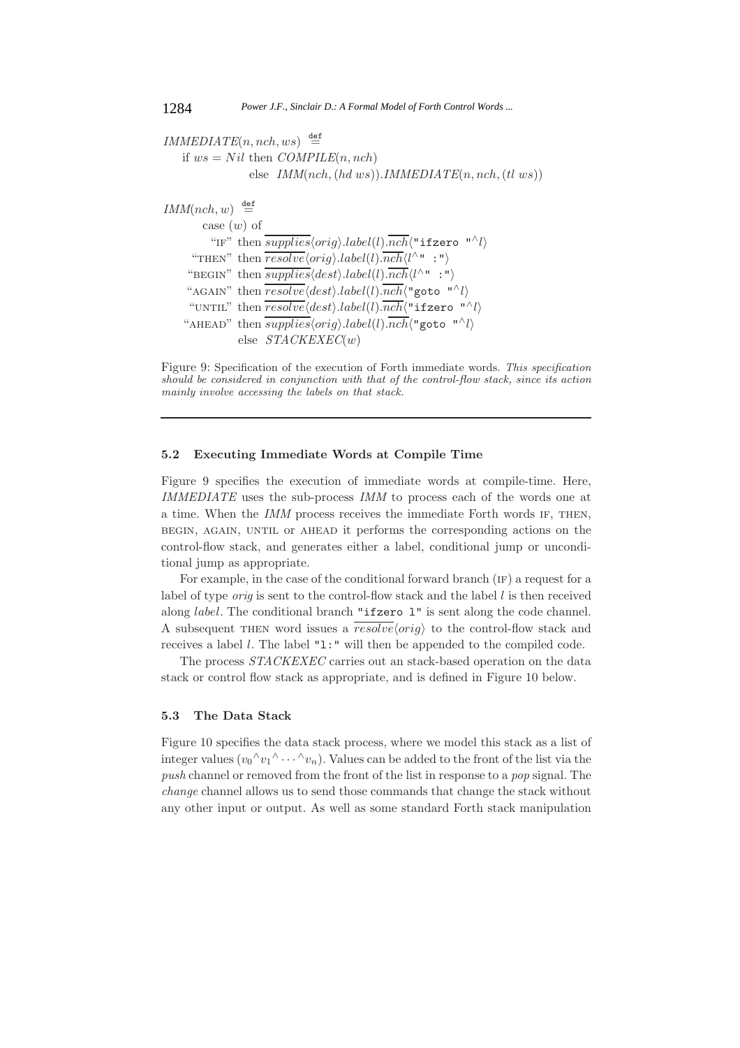$$IMMEDIATE(n, nch, ws) \stackrel{\text{def}}{=}$$

$$\begin{array}{l}
\text{if } ws = Nil \text{ then } COMPILE(n, nch) \\
\qquad\qquad \text{else } \; IMM(nch, (hd\ ws)).IMMEDIATE(n, nch, (tl\ ws))
\end{array}$$

$$IMM(nch, w) \stackrel{\text{def}}{=}$$

$$\begin{array}{rl}
\text{case } (w) \text{ of} & \\
\text{“IF” then} & \overline{supplies}\langle orig\rangle.label(l).\overline{nch}\langle \texttt{"ifzero "}^\wedge l\rangle \\
\text{“THEN” then} & \overline{resolve}\langle orig\rangle.label(l).\overline{nch}\langle l^\wedge \texttt{" :"}\rangle \\
\text{“BEGIN” then} & \overline{supplies}\langle dest\rangle.label(l).\overline{nch}\langle l^\wedge \texttt{" :"}\rangle \\
\text{“AGAIN” then} & \overline{resolve}\langle dest\rangle.label(l).\overline{nch}\langle \texttt{"goto "}^\wedge l\rangle \\
\text{“UNTIL” then} & \overline{resolve}\langle dest\rangle.label(l).\overline{nch}\langle \texttt{"ifzero "}^\wedge l\rangle \\
\text{“AHEAD” then} & \overline{supplies}\langle orig\rangle.label(l).\overline{nch}\langle \texttt{"goto "}^\wedge l\rangle \\
& \text{else } \; STACKEXEC(w)
\end{array}$$

Figure 9: Specification of the execution of Forth immediate words. *This specification should be considered in conjunction with that of the control-flow stack, since its action mainly involve accessing the labels on that stack.*

### 5.2 Executing Immediate Words at Compile Time

Figure 9 specifies the execution of immediate words at compile-time. Here, *IMMEDIATE* uses the sub-process *IMM* to process each of the words one at a time. When the *IMM* process receives the immediate Forth words IF, THEN, BEGIN, AGAIN, UNTIL or AHEAD it performs the corresponding actions on the control-flow stack, and generates either a label, conditional jump or unconditional jump as appropriate.

For example, in the case of the conditional forward branch (IF) a request for a label of type *orig* is sent to the control-flow stack and the label $l$ is then received along *label*. The conditional branch `"ifzero l"` is sent along the code channel. A subsequent THEN word issues a $\overline{resolve}\langle orig\rangle$ to the control-flow stack and receives a label $l$. The label `"l:"` will then be appended to the compiled code.

The process *STACKEXEC* carries out an stack-based operation on the data stack or control flow stack as appropriate, and is defined in Figure 10 below.

### 5.3 The Data Stack

Figure 10 specifies the data stack process, where we model this stack as a list of integer values $(v_0{}^\wedge v_1{}^\wedge \cdots {}^\wedge v_n)$. Values can be added to the front of the list via the *push* channel or removed from the front of the list in response to a *pop* signal. The *change* channel allows us to send those commands that change the stack without any other input or output. As well as some standard Forth stack manipulation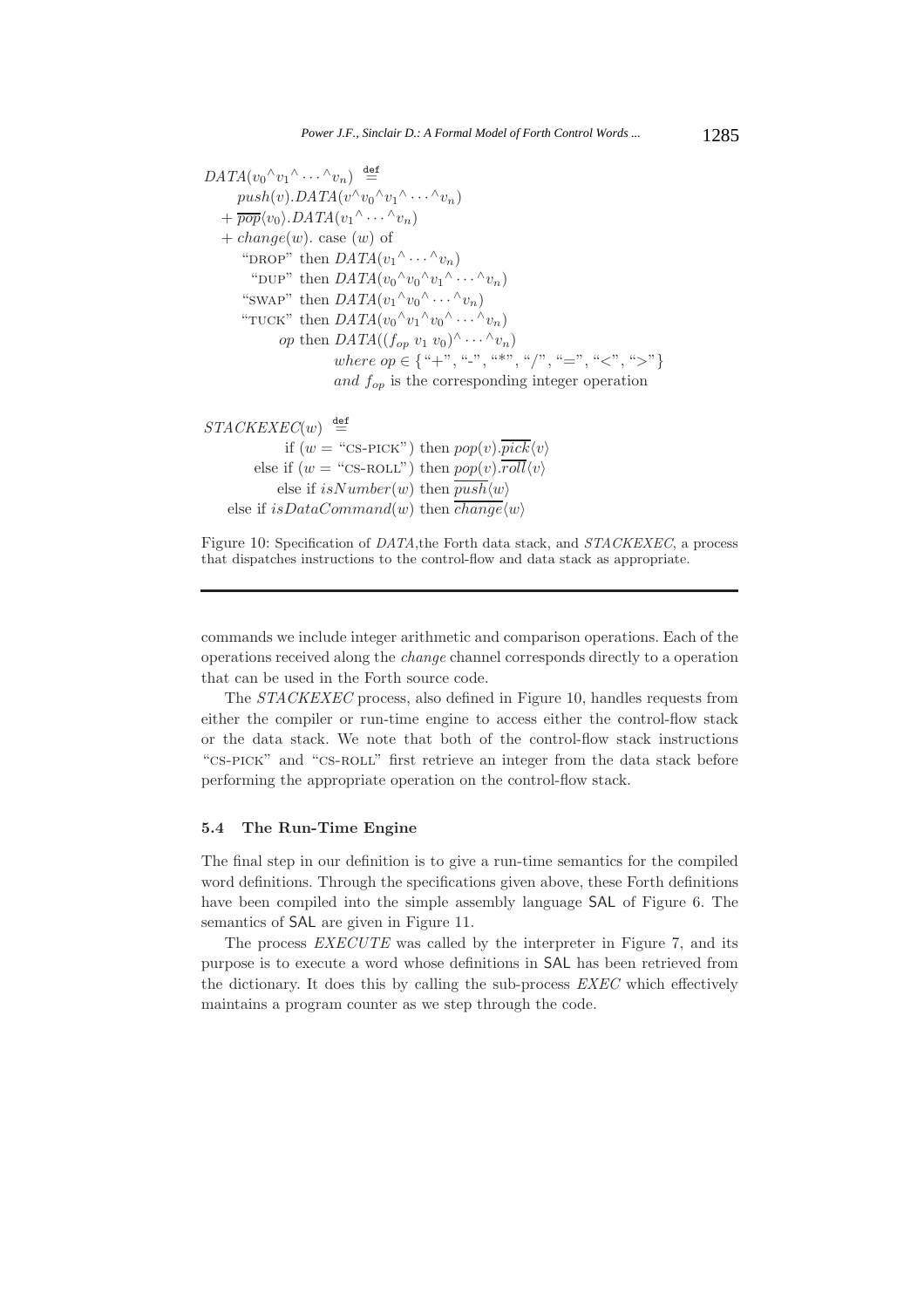$$
\begin{aligned}
&DATA(v_0{}^\wedge v_1{}^\wedge \cdots {}^\wedge v_n) \stackrel{\text{def}}{=} \\
&\quad push(v).DATA(v^\wedge v_0{}^\wedge v_1{}^\wedge \cdots {}^\wedge v_n) \\
&\quad + \overline{pop}\langle v_0\rangle.DATA(v_1{}^\wedge \cdots {}^\wedge v_n) \\
&\quad + change(w).\ \text{case } (w) \text{ of} \\
&\qquad \text{"DROP" then } DATA(v_1{}^\wedge \cdots {}^\wedge v_n) \\
&\qquad \text{"DUP" then } DATA(v_0{}^\wedge v_0{}^\wedge v_1{}^\wedge \cdots {}^\wedge v_n) \\
&\qquad \text{"SWAP" then } DATA(v_1{}^\wedge v_0{}^\wedge \cdots {}^\wedge v_n) \\
&\qquad \text{"TUCK" then } DATA(v_0{}^\wedge v_1{}^\wedge v_0{}^\wedge \cdots {}^\wedge v_n) \\
&\qquad op \text{ then } DATA((f_{op}\ v_1\ v_0)^\wedge \cdots {}^\wedge v_n) \\
&\qquad\qquad \textit{where } op \in \{\text{"+"}, \text{"-"}, \text{"*"}, \text{"/"}, \text{"="}, \text{"<"}, \text{">"}\} \\
&\qquad\qquad \textit{and } f_{op} \text{ is the corresponding integer operation}
\end{aligned}
$$

$$
\begin{aligned}
&STACKEXEC(w) \stackrel{\text{def}}{=} \\
&\qquad \text{if } (w = \text{"CS-PICK"}) \text{ then } pop(v).\overline{pick}\langle v\rangle \\
&\qquad \text{else if } (w = \text{"CS-ROLL"}) \text{ then } pop(v).\overline{roll}\langle v\rangle \\
&\qquad \text{else if } isNumber(w) \text{ then } \overline{push}\langle w\rangle \\
&\qquad \text{else if } isDataCommand(w) \text{ then } \overline{change}\langle w\rangle
\end{aligned}
$$

Figure 10: Specification of *DATA*,the Forth data stack, and *STACKEXEC*, a process that dispatches instructions to the control-flow and data stack as appropriate.

commands we include integer arithmetic and comparison operations. Each of the operations received along the *change* channel corresponds directly to a operation that can be used in the Forth source code.

The *STACKEXEC* process, also defined in Figure 10, handles requests from either the compiler or run-time engine to access either the control-flow stack or the data stack. We note that both of the control-flow stack instructions "CS-PICK" and "CS-ROLL" first retrieve an integer from the data stack before performing the appropriate operation on the control-flow stack.

### 5.4 The Run-Time Engine

The final step in our definition is to give a run-time semantics for the compiled word definitions. Through the specifications given above, these Forth definitions have been compiled into the simple assembly language SAL of Figure 6. The semantics of SAL are given in Figure 11.

The process *EXECUTE* was called by the interpreter in Figure 7, and its purpose is to execute a word whose definitions in SAL has been retrieved from the dictionary. It does this by calling the sub-process *EXEC* which effectively maintains a program counter as we step through the code.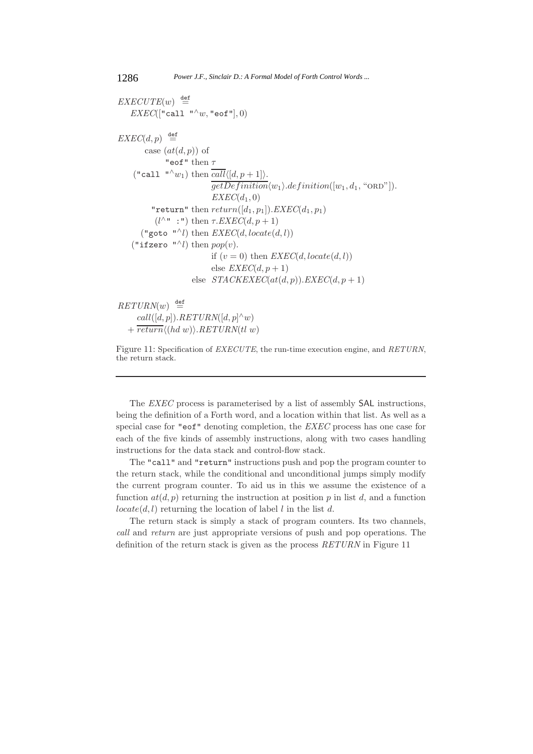$$
\begin{array}{l}
EXECUTE(w) \stackrel{\text{def}}{=} \\
\quad EXEC([\texttt{"call "}^\wedge w, \texttt{"eof"}], 0)
\end{array}
$$

$$
\begin{array}{l}
EXEC(d, p) \stackrel{\text{def}}{=} \\
\qquad \text{case } (at(d,p)) \text{ of} \\
\qquad\qquad \texttt{"eof"} \text{ then } \tau \\
\quad (\texttt{"call "}^\wedge w_1) \text{ then } \overline{call}\langle [d, p+1] \rangle . \\
\qquad\qquad\qquad\qquad \overline{getDefinition}\langle w_1 \rangle . definition([w_1, d_1, \text{“ORD”}]). \\
\qquad\qquad\qquad\qquad EXEC(d_1, 0) \\
\qquad\quad \texttt{"return"} \text{ then } return([d_1, p_1]).EXEC(d_1, p_1) \\
\qquad\quad (l^\wedge \texttt{" :"}) \text{ then } \tau . EXEC(d, p+1) \\
\qquad (\texttt{"goto "}^\wedge l) \text{ then } EXEC(d, locate(d, l)) \\
\quad (\texttt{"ifzero "}^\wedge l) \text{ then } pop(v). \\
\qquad\qquad\qquad\qquad \text{if } (v = 0) \text{ then } EXEC(d, locate(d, l)) \\
\qquad\qquad\qquad\qquad \text{else } EXEC(d, p+1) \\
\qquad\qquad\qquad \text{else } \; STACKEXEC(at(d,p)).EXEC(d, p+1)
\end{array}
$$

$$
\begin{array}{l}
RETURN(w) \stackrel{\text{def}}{=} \\
\qquad call([d, p]).RETURN([d, p]^\wedge w) \\
\quad + \overline{return}\langle (hd \; w) \rangle . RETURN(tl \; w)
\end{array}
$$

Figure 11: Specification of *EXECUTE*, the run-time execution engine, and *RETURN*, the return stack.

---

The *EXEC* process is parameterised by a list of assembly SAL instructions, being the definition of a Forth word, and a location within that list. As well as a special case for `"eof"` denoting completion, the *EXEC* process has one case for each of the five kinds of assembly instructions, along with two cases handling instructions for the data stack and control-flow stack.

The `"call"` and `"return"` instructions push and pop the program counter to the return stack, while the conditional and unconditional jumps simply modify the current program counter. To aid us in this we assume the existence of a function $at(d, p)$ returning the instruction at position $p$ in list $d$, and a function $locate(d, l)$ returning the location of label $l$ in the list $d$.

The return stack is simply a stack of program counters. Its two channels, *call* and *return* are just appropriate versions of push and pop operations. The definition of the return stack is given as the process *RETURN* in Figure 11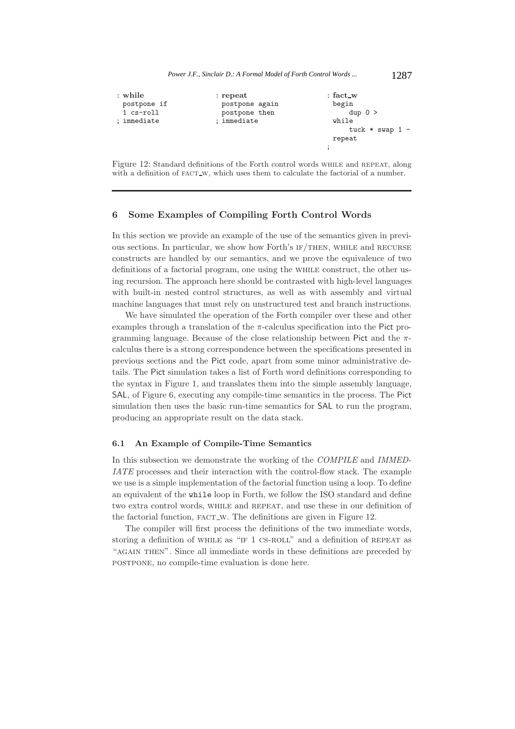```
: while
  postpone if
  1 cs-roll
; immediate
```

```
: repeat
  postpone again
  postpone then
; immediate
```

```
: fact_w
  begin
      dup 0 >
  while
      tuck * swap 1 -
  repeat
;
```

Figure 12: Standard definitions of the Forth control words WHILE and REPEAT, along with a definition of FACT_W, which uses them to calculate the factorial of a number.

## 6 Some Examples of Compiling Forth Control Words

In this section we provide an example of the use of the semantics given in previous sections. In particular, we show how Forth's IF/THEN, WHILE and RECURSE constructs are handled by our semantics, and we prove the equivalence of two definitions of a factorial program, one using the WHILE construct, the other using recursion. The approach here should be contrasted with high-level languages with built-in nested control structures, as well as with assembly and virtual machine languages that must rely on unstructured test and branch instructions.

We have simulated the operation of the Forth compiler over these and other examples through a translation of the $\pi$-calculus specification into the Pict programming language. Because of the close relationship between Pict and the $\pi$-calculus there is a strong correspondence between the specifications presented in previous sections and the Pict code, apart from some minor administrative details. The Pict simulation takes a list of Forth word definitions corresponding to the syntax in Figure 1, and translates them into the simple assembly language, SAL, of Figure 6, executing any compile-time semantics in the process. The Pict simulation then uses the basic run-time semantics for SAL to run the program, producing an appropriate result on the data stack.

### 6.1 An Example of Compile-Time Semantics

In this subsection we demonstrate the working of the *COMPILE* and *IMMEDIATE* processes and their interaction with the control-flow stack. The example we use is a simple implementation of the factorial function using a loop. To define an equivalent of the `while` loop in Forth, we follow the ISO standard and define two extra control words, WHILE and REPEAT, and use these in our definition of the factorial function, FACT_W. The definitions are given in Figure 12.

The compiler will first process the definitions of the two immediate words, storing a definition of WHILE as "IF 1 CS-ROLL" and a definition of REPEAT as "AGAIN THEN". Since all immediate words in these definitions are preceded by POSTPONE, no compile-time evaluation is done here.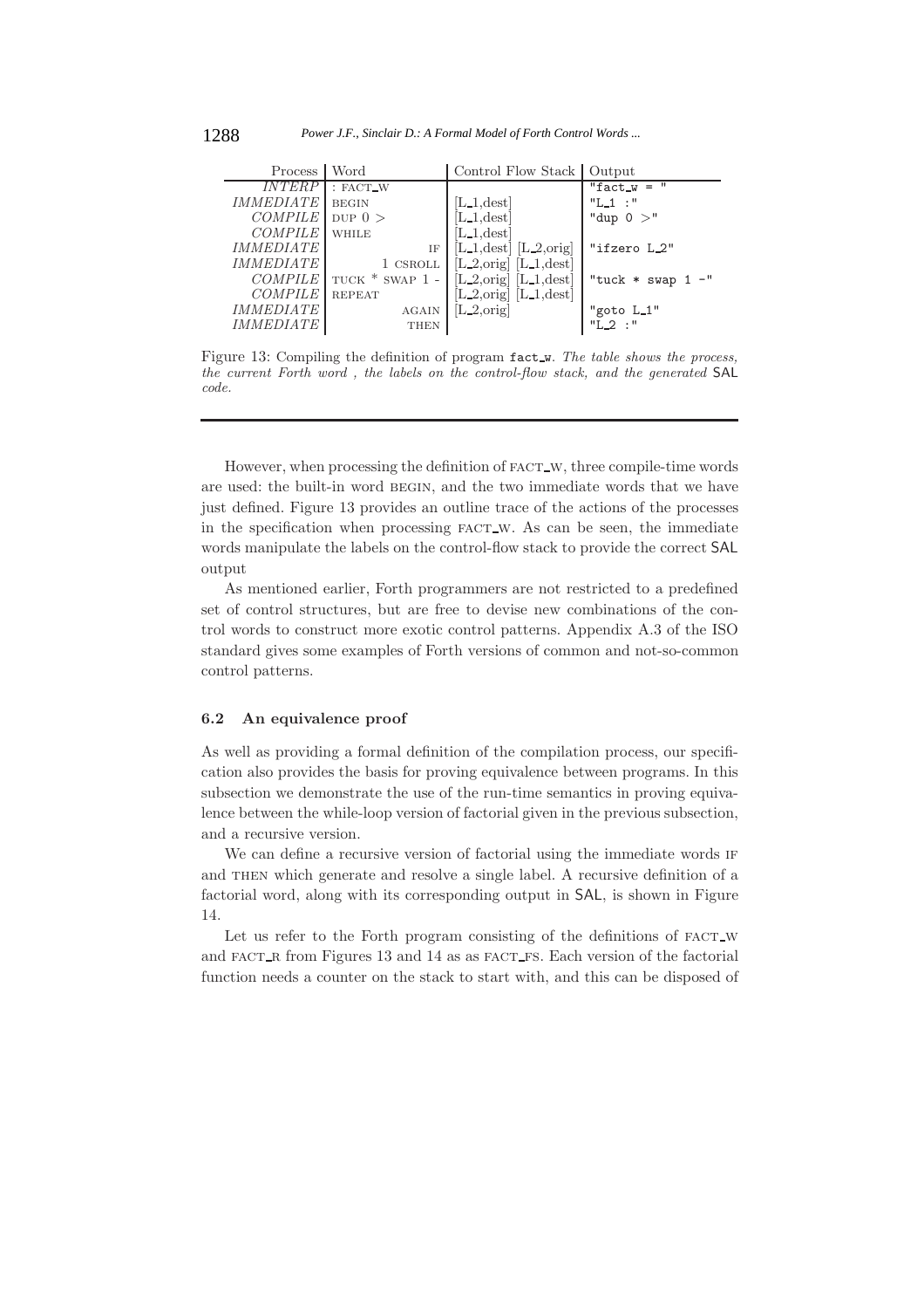| Process | Word | Control Flow Stack | Output |
|---|---|---|---|
| *INTERP* | : FACT_W | | "fact_w = " |
| *IMMEDIATE* | BEGIN | [L_1,dest] | "L_1 :" |
| *COMPILE* | DUP 0 > | [L_1,dest] | "dup 0 >" |
| *COMPILE* | WHILE | [L_1,dest] | |
| *IMMEDIATE* | IF | [L_1,dest] [L_2,orig] | "ifzero L_2" |
| *IMMEDIATE* | 1 CSROLL | [L_2,orig] [L_1,dest] | |
| *COMPILE* | TUCK * SWAP 1 - | [L_2,orig] [L_1,dest] | "tuck * swap 1 -" |
| *COMPILE* | REPEAT | [L_2,orig] [L_1,dest] | |
| *IMMEDIATE* | AGAIN | [L_2,orig] | "goto L_1" |
| *IMMEDIATE* | THEN | | "L_2 :" |

Figure 13: Compiling the definition of program `fact_w`. *The table shows the process, the current Forth word , the labels on the control-flow stack, and the generated* SAL *code.*

However, when processing the definition of FACT_W, three compile-time words are used: the built-in word BEGIN, and the two immediate words that we have just defined. Figure 13 provides an outline trace of the actions of the processes in the specification when processing FACT_W. As can be seen, the immediate words manipulate the labels on the control-flow stack to provide the correct SAL output

As mentioned earlier, Forth programmers are not restricted to a predefined set of control structures, but are free to devise new combinations of the control words to construct more exotic control patterns. Appendix A.3 of the ISO standard gives some examples of Forth versions of common and not-so-common control patterns.

### 6.2 An equivalence proof

As well as providing a formal definition of the compilation process, our specification also provides the basis for proving equivalence between programs. In this subsection we demonstrate the use of the run-time semantics in proving equivalence between the while-loop version of factorial given in the previous subsection, and a recursive version.

We can define a recursive version of factorial using the immediate words IF and THEN which generate and resolve a single label. A recursive definition of a factorial word, along with its corresponding output in SAL, is shown in Figure 14.

Let us refer to the Forth program consisting of the definitions of FACT_W and FACT_R from Figures 13 and 14 as as FACT_FS. Each version of the factorial function needs a counter on the stack to start with, and this can be disposed of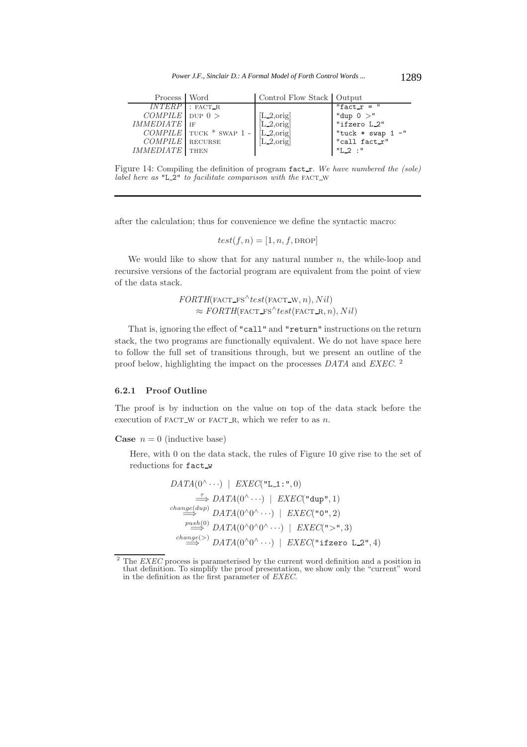| Process | Word | Control Flow Stack | Output |
|---|---|---|---|
| *INTERP* | : FACT_R | | "fact_r = " |
| *COMPILE* | DUP 0 > | [L_2,orig] | "dup 0 >" |
| *IMMEDIATE* | IF | [L_2,orig] | "ifzero L_2" |
| *COMPILE* | TUCK * SWAP 1 - | [L_2,orig] | "tuck * swap 1 -" |
| *COMPILE* | RECURSE | [L_2,orig] | "call fact_r" |
| *IMMEDIATE* | THEN | | "L_2 :" |

Figure 14: Compiling the definition of program fact_r. *We have numbered the (sole) label here as* "L_2" *to facilitate comparison with the* FACT_W

after the calculation; thus for convenience we define the syntactic macro:

$$test(f, n) = [1, n, f, \text{DROP}]$$

We would like to show that for any natural number $n$, the while-loop and recursive versions of the factorial program are equivalent from the point of view of the data stack.

$$\begin{aligned}&FORTH(\text{FACT\_FS}^\wedge test(\text{FACT\_W}, n), Nil)\\ &\quad \approx FORTH(\text{FACT\_FS}^\wedge test(\text{FACT\_R}, n), Nil)\end{aligned}$$

That is, ignoring the effect of "call" and "return" instructions on the return stack, the two programs are functionally equivalent. We do not have space here to follow the full set of transitions through, but we present an outline of the proof below, highlighting the impact on the processes *DATA* and *EXEC*. [2]

### 6.2.1 Proof Outline

The proof is by induction on the value on top of the data stack before the execution of FACT_W or FACT_R, which we refer to as $n$.

**Case** $n = 0$ (inductive base)

Here, with 0 on the data stack, the rules of Figure 10 give rise to the set of reductions for fact_w

$$\begin{aligned}
&DATA(0^\wedge \cdots) \mid EXEC(\texttt{"L\_1:"}, 0)\\
&\quad \stackrel{\tau}{\Longrightarrow} DATA(0^\wedge \cdots) \mid EXEC(\texttt{"dup"}, 1)\\
&\quad \stackrel{change(dup)}{\Longrightarrow} DATA(0^\wedge 0^\wedge \cdots) \mid EXEC(\texttt{"0"}, 2)\\
&\quad \stackrel{push(0)}{\Longrightarrow} DATA(0^\wedge 0^\wedge 0^\wedge \cdots) \mid EXEC(\texttt{">"}, 3)\\
&\quad \stackrel{change(>)}{\Longrightarrow} DATA(0^\wedge 0^\wedge \cdots) \mid EXEC(\texttt{"ifzero L\_2"}, 4)
\end{aligned}$$

[2] The *EXEC* process is parameterised by the current word definition and a position in that definition. To simplify the proof presentation, we show only the "current" word in the definition as the first parameter of *EXEC*.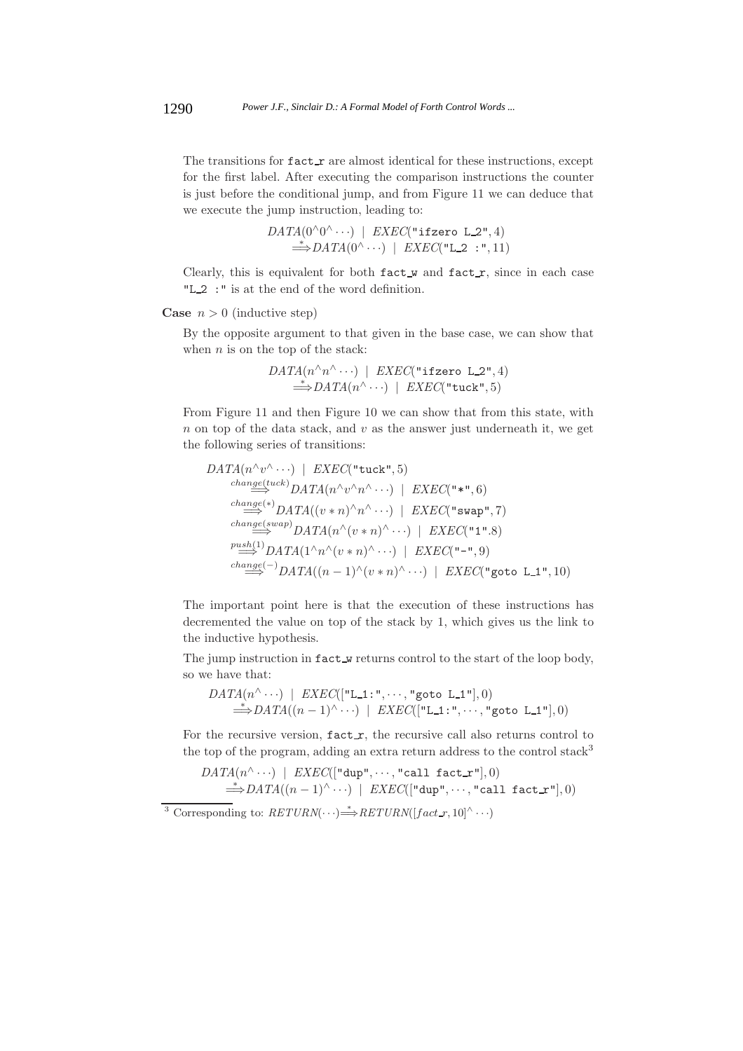The transitions for `fact_r` are almost identical for these instructions, except for the first label. After executing the comparison instructions the counter is just before the conditional jump, and from Figure 11 we can deduce that we execute the jump instruction, leading to:

$$
\begin{aligned}
&DATA(0^\wedge 0^\wedge \cdots) \;\mid\; EXEC(\texttt{"ifzero L\_2"}, 4)\\
&\quad \stackrel{*}{\Longrightarrow} DATA(0^\wedge \cdots) \;\mid\; EXEC(\texttt{"L\_2 :"}, 11)
\end{aligned}
$$

Clearly, this is equivalent for both `fact_w` and `fact_r`, since in each case `"L_2 :"` is at the end of the word definition.

**Case** $n > 0$ (inductive step)

By the opposite argument to that given in the base case, we can show that when $n$ is on the top of the stack:

$$
\begin{aligned}
&DATA(n^\wedge n^\wedge \cdots) \;\mid\; EXEC(\texttt{"ifzero L\_2"}, 4)\\
&\quad \stackrel{*}{\Longrightarrow} DATA(n^\wedge \cdots) \;\mid\; EXEC(\texttt{"tuck"}, 5)
\end{aligned}
$$

From Figure 11 and then Figure 10 we can show that from this state, with $n$ on top of the data stack, and $v$ as the answer just underneath it, we get the following series of transitions:

$$
\begin{aligned}
&DATA(n^\wedge v^\wedge \cdots) \;\mid\; EXEC(\texttt{"tuck"}, 5)\\
&\quad \stackrel{change(tuck)}{\Longrightarrow} DATA(n^\wedge v^\wedge n^\wedge \cdots) \;\mid\; EXEC(\texttt{"*"}, 6)\\
&\quad \stackrel{change(*)}{\Longrightarrow} DATA((v * n)^\wedge n^\wedge \cdots) \;\mid\; EXEC(\texttt{"swap"}, 7)\\
&\quad \stackrel{change(swap)}{\Longrightarrow} DATA(n^\wedge (v * n)^\wedge \cdots) \;\mid\; EXEC(\texttt{"1"}.8)\\
&\quad \stackrel{push(1)}{\Longrightarrow} DATA(1^\wedge n^\wedge (v * n)^\wedge \cdots) \;\mid\; EXEC(\texttt{"-"}, 9)\\
&\quad \stackrel{change(-)}{\Longrightarrow} DATA((n-1)^\wedge (v * n)^\wedge \cdots) \;\mid\; EXEC(\texttt{"goto L\_1"}, 10)
\end{aligned}
$$

The important point here is that the execution of these instructions has decremented the value on top of the stack by 1, which gives us the link to the inductive hypothesis.

The jump instruction in `fact_w` returns control to the start of the loop body, so we have that:

$$
\begin{aligned}
&DATA(n^\wedge \cdots) \;\mid\; EXEC([\texttt{"L\_1:"}, \cdots, \texttt{"goto L\_1"}], 0)\\
&\quad \stackrel{*}{\Longrightarrow} DATA((n-1)^\wedge \cdots) \;\mid\; EXEC([\texttt{"L\_1:"}, \cdots, \texttt{"goto L\_1"}], 0)
\end{aligned}
$$

For the recursive version, `fact_r`, the recursive call also returns control to the top of the program, adding an extra return address to the control stack[3]

$$
\begin{aligned}
&DATA(n^\wedge \cdots) \;\mid\; EXEC([\texttt{"dup"}, \cdots, \texttt{"call fact\_r"}], 0)\\
&\quad \stackrel{*}{\Longrightarrow} DATA((n-1)^\wedge \cdots) \;\mid\; EXEC([\texttt{"dup"}, \cdots, \texttt{"call fact\_r"}], 0)
\end{aligned}
$$

---

[3] Corresponding to: $RETURN(\cdots) \stackrel{*}{\Longrightarrow} RETURN([fact\_r, 10]^\wedge \cdots)$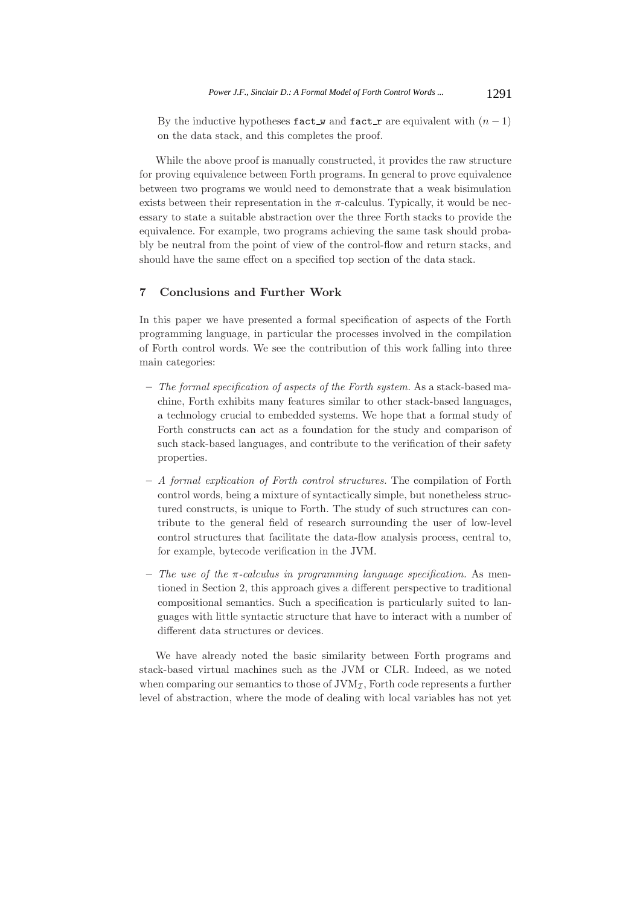By the inductive hypotheses `fact_w` and `fact_r` are equivalent with $(n-1)$ on the data stack, and this completes the proof.

While the above proof is manually constructed, it provides the raw structure for proving equivalence between Forth programs. In general to prove equivalence between two programs we would need to demonstrate that a weak bisimulation exists between their representation in the $\pi$-calculus. Typically, it would be necessary to state a suitable abstraction over the three Forth stacks to provide the equivalence. For example, two programs achieving the same task should probably be neutral from the point of view of the control-flow and return stacks, and should have the same effect on a specified top section of the data stack.

## 7 Conclusions and Further Work

In this paper we have presented a formal specification of aspects of the Forth programming language, in particular the processes involved in the compilation of Forth control words. We see the contribution of this work falling into three main categories:

- *The formal specification of aspects of the Forth system.* As a stack-based machine, Forth exhibits many features similar to other stack-based languages, a technology crucial to embedded systems. We hope that a formal study of Forth constructs can act as a foundation for the study and comparison of such stack-based languages, and contribute to the verification of their safety properties.
- *A formal explication of Forth control structures.* The compilation of Forth control words, being a mixture of syntactically simple, but nonetheless structured constructs, is unique to Forth. The study of such structures can contribute to the general field of research surrounding the user of low-level control structures that facilitate the data-flow analysis process, central to, for example, bytecode verification in the JVM.
- *The use of the $\pi$-calculus in programming language specification.* As mentioned in Section 2, this approach gives a different perspective to traditional compositional semantics. Such a specification is particularly suited to languages with little syntactic structure that have to interact with a number of different data structures or devices.

We have already noted the basic similarity between Forth programs and stack-based virtual machines such as the JVM or CLR. Indeed, as we noted when comparing our semantics to those of $\mathrm{JVM}_{\mathcal{I}}$, Forth code represents a further level of abstraction, where the mode of dealing with local variables has not yet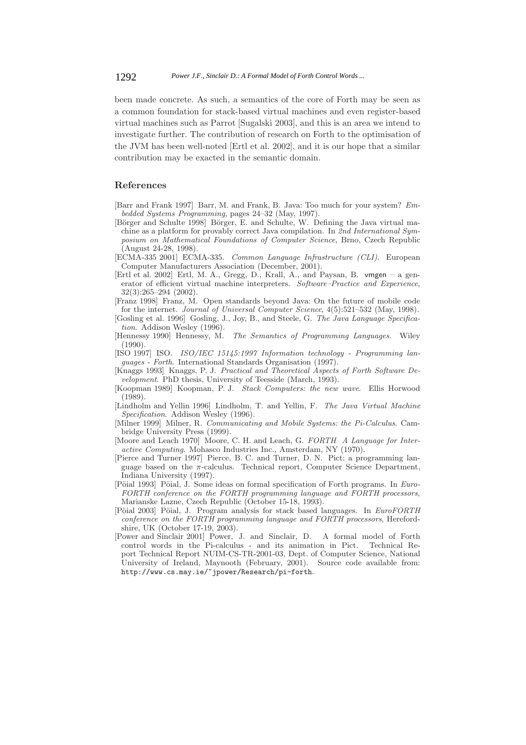been made concrete. As such, a semantics of the core of Forth may be seen as a common foundation for stack-based virtual machines and even register-based virtual machines such as Parrot [Sugalski 2003], and this is an area we intend to investigate further. The contribution of research on Forth to the optimisation of the JVM has been well-noted [Ertl et al. 2002], and it is our hope that a similar contribution may be exacted in the semantic domain.

## References

[Barr and Frank 1997] Barr, M. and Frank, B. Java: Too much for your system? *Embedded Systems Programming*, pages 24–32 (May, 1997).

[Börger and Schulte 1998] Börger, E. and Schulte, W. Defining the Java virtual machine as a platform for provably correct Java compilation. In *2nd International Symposium on Mathematical Foundations of Computer Science*, Brno, Czech Republic (August 24-28, 1998).

[ECMA-335 2001] ECMA-335. *Common Language Infrastructure (CLI)*. European Computer Manufacturers Association (December, 2001).

[Ertl et al. 2002] Ertl, M. A., Gregg, D., Krall, A., and Paysan, B. vmgen – a generator of efficient virtual machine interpreters. *Software–Practice and Experience*, 32(3):265–294 (2002).

[Franz 1998] Franz, M. Open standards beyond Java: On the future of mobile code for the internet. *Journal of Universal Computer Science*, 4(5):521–532 (May, 1998).

[Gosling et al. 1996] Gosling, J., Joy, B., and Steele, G. *The Java Language Specification*. Addison Wesley (1996).

[Hennessy 1990] Hennessy, M. *The Semantics of Programming Languages*. Wiley (1990).

[ISO 1997] ISO. *ISO/IEC 15145:1997 Information technology - Programming languages - Forth*. International Standards Organisation (1997).

[Knaggs 1993] Knaggs, P. J. *Practical and Theoretical Aspects of Forth Software Development*. PhD thesis, University of Teesside (March, 1993).

[Koopman 1989] Koopman, P. J. *Stack Computers: the new wave*. Ellis Horwood (1989).

[Lindholm and Yellin 1996] Lindholm, T. and Yellin, F. *The Java Virtual Machine Specification*. Addison Wesley (1996).

[Milner 1999] Milner, R. *Communicating and Mobile Systems: the Pi-Calculus*. Cambridge University Press (1999).

[Moore and Leach 1970] Moore, C. H. and Leach, G. *FORTH A Language for Interactive Computing*. Mohasco Industries Inc., Amsterdam, NY (1970).

[Pierce and Turner 1997] Pierce, B. C. and Turner, D. N. Pict: a programming language based on the $\pi$-calculus. Technical report, Computer Science Department, Indiana University (1997).

[Pöial 1993] Pöial, J. Some ideas on formal specification of Forth programs. In *EuroFORTH conference on the FORTH programming language and FORTH processors*, Marianske Lazne, Czech Republic (October 15-18, 1993).

[Pöial 2003] Pöial, J. Program analysis for stack based languages. In *EuroFORTH conference on the FORTH programming language and FORTH processors*, Herefordshire, UK (October 17-19, 2003).

[Power and Sinclair 2001] Power, J. and Sinclair, D. A formal model of Forth control words in the Pi-calculus - and its animation in Pict. Technical Report Technical Report NUIM-CS-TR-2001-03, Dept. of Computer Science, National University of Ireland, Maynooth (February, 2001). Source code available from: http://www.cs.may.ie/~jpower/Research/pi-forth.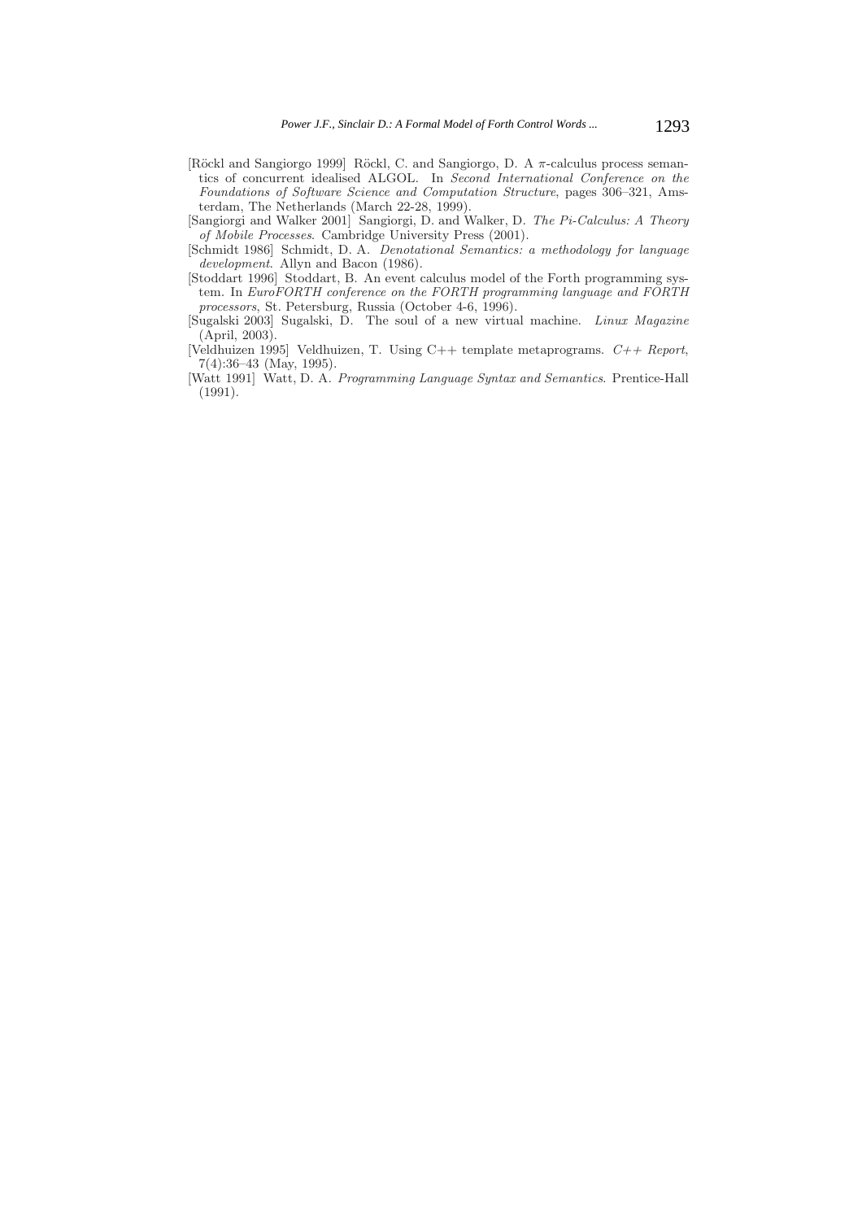[Röckl and Sangiorgo 1999] Röckl, C. and Sangiorgo, D. A $\pi$-calculus process semantics of concurrent idealised ALGOL. In *Second International Conference on the Foundations of Software Science and Computation Structure*, pages 306–321, Amsterdam, The Netherlands (March 22-28, 1999).

[Sangiorgi and Walker 2001] Sangiorgi, D. and Walker, D. *The Pi-Calculus: A Theory of Mobile Processes*. Cambridge University Press (2001).

[Schmidt 1986] Schmidt, D. A. *Denotational Semantics: a methodology for language development*. Allyn and Bacon (1986).

[Stoddart 1996] Stoddart, B. An event calculus model of the Forth programming system. In *EuroFORTH conference on the FORTH programming language and FORTH processors*, St. Petersburg, Russia (October 4-6, 1996).

[Sugalski 2003] Sugalski, D. The soul of a new virtual machine. *Linux Magazine* (April, 2003).

[Veldhuizen 1995] Veldhuizen, T. Using C++ template metaprograms. *C++ Report*, 7(4):36–43 (May, 1995).

[Watt 1991] Watt, D. A. *Programming Language Syntax and Semantics*. Prentice-Hall (1991).